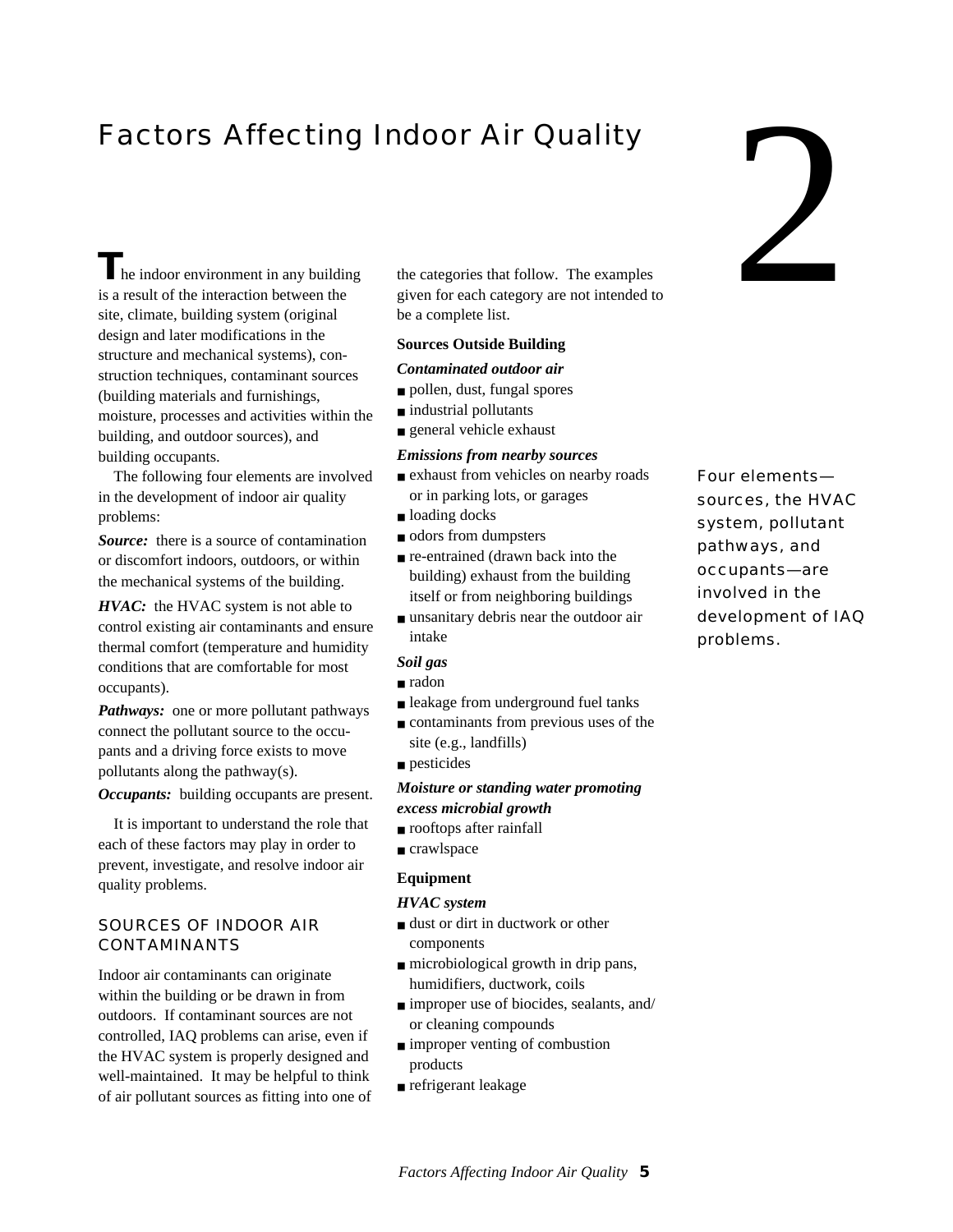# Factors Affecting Indoor Air Quality

# 2

The indoor environment in any building is a result of the interaction between the site, climate, building system (original design and later modifications in the structure and mechanical systems), construction techniques, contaminant sources (building materials and furnishings, moisture, processes and activities within the building, and outdoor sources), and building occupants.

The following four elements are involved in the development of indoor air quality problems:

***Source:*** there is a source of contamination or discomfort indoors, outdoors, or within the mechanical systems of the building.

***HVAC:*** the HVAC system is not able to control existing air contaminants and ensure thermal comfort (temperature and humidity conditions that are comfortable for most occupants).

***Pathways:*** one or more pollutant pathways connect the pollutant source to the occupants and a driving force exists to move pollutants along the pathway(s).

***Occupants:*** building occupants are present.

It is important to understand the role that each of these factors may play in order to prevent, investigate, and resolve indoor air quality problems.

Four elements—sources, the HVAC system, pollutant pathways, and occupants—are involved in the development of IAQ problems.

## SOURCES OF INDOOR AIR CONTAMINANTS

Indoor air contaminants can originate within the building or be drawn in from outdoors. If contaminant sources are not controlled, IAQ problems can arise, even if the HVAC system is properly designed and well-maintained. It may be helpful to think of air pollutant sources as fitting into one of the categories that follow. The examples given for each category are not intended to be a complete list.

**Sources Outside Building**

***Contaminated outdoor air***

- pollen, dust, fungal spores
- industrial pollutants
- general vehicle exhaust

***Emissions from nearby sources***

- exhaust from vehicles on nearby roads or in parking lots, or garages
- loading docks
- odors from dumpsters
- re-entrained (drawn back into the building) exhaust from the building itself or from neighboring buildings
- unsanitary debris near the outdoor air intake

***Soil gas***

- radon
- leakage from underground fuel tanks
- contaminants from previous uses of the site (e.g., landfills)
- pesticides

***Moisture or standing water promoting excess microbial growth***

- rooftops after rainfall
- crawlspace

**Equipment**

***HVAC system***

- dust or dirt in ductwork or other components
- microbiological growth in drip pans, humidifiers, ductwork, coils
- improper use of biocides, sealants, and/or cleaning compounds
- improper venting of combustion products
- refrigerant leakage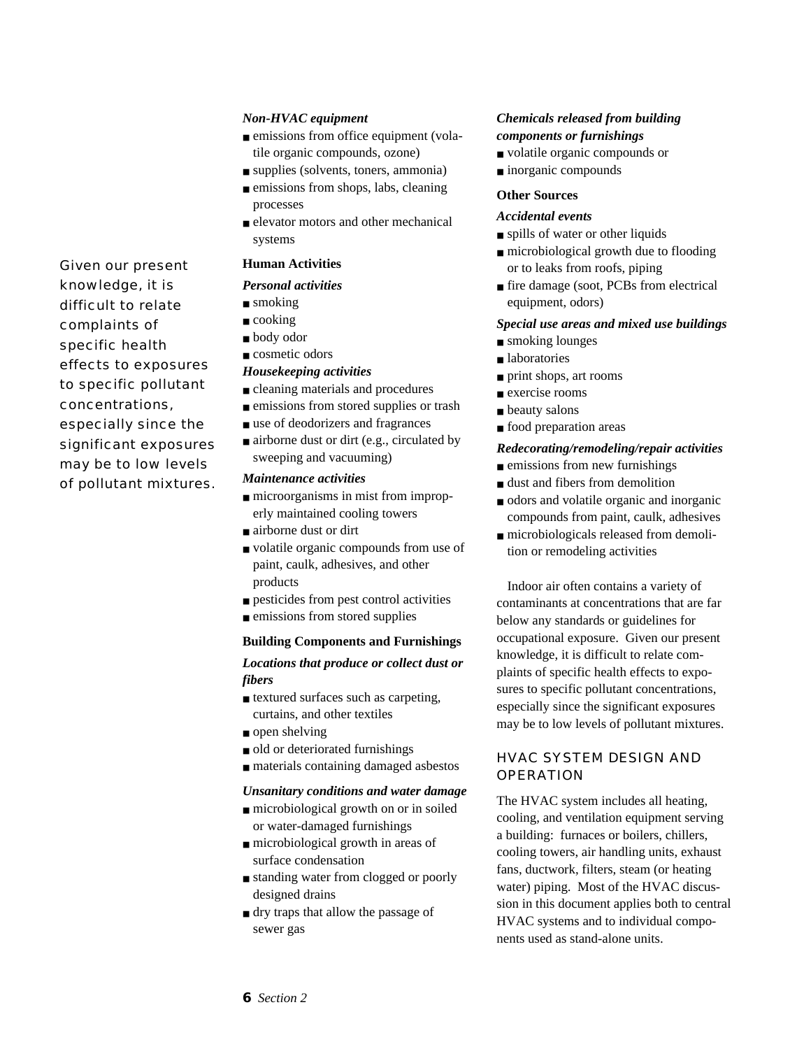*Non-HVAC equipment*

- emissions from office equipment (volatile organic compounds, ozone)
- supplies (solvents, toners, ammonia)
- emissions from shops, labs, cleaning processes
- elevator motors and other mechanical systems

**Human Activities**

*Personal activities*

- smoking
- cooking
- body odor
- cosmetic odors

*Housekeeping activities*

- cleaning materials and procedures
- emissions from stored supplies or trash
- use of deodorizers and fragrances
- airborne dust or dirt (e.g., circulated by sweeping and vacuuming)

*Maintenance activities*

- microorganisms in mist from improperly maintained cooling towers
- airborne dust or dirt
- volatile organic compounds from use of paint, caulk, adhesives, and other products
- pesticides from pest control activities
- emissions from stored supplies

**Building Components and Furnishings**

*Locations that produce or collect dust or fibers*

- textured surfaces such as carpeting, curtains, and other textiles
- open shelving
- old or deteriorated furnishings
- materials containing damaged asbestos

*Unsanitary conditions and water damage*

- microbiological growth on or in soiled or water-damaged furnishings
- microbiological growth in areas of surface condensation
- standing water from clogged or poorly designed drains
- dry traps that allow the passage of sewer gas

*Chemicals released from building components or furnishings*

- volatile organic compounds or
- inorganic compounds

**Other Sources**

*Accidental events*

- spills of water or other liquids
- microbiological growth due to flooding or to leaks from roofs, piping
- fire damage (soot, PCBs from electrical equipment, odors)

*Special use areas and mixed use buildings*

- smoking lounges
- laboratories
- print shops, art rooms
- exercise rooms
- beauty salons
- food preparation areas

*Redecorating/remodeling/repair activities*

- emissions from new furnishings
- dust and fibers from demolition
- odors and volatile organic and inorganic compounds from paint, caulk, adhesives
- microbiologicals released from demolition or remodeling activities

Indoor air often contains a variety of contaminants at concentrations that are far below any standards or guidelines for occupational exposure. Given our present knowledge, it is difficult to relate complaints of specific health effects to exposures to specific pollutant concentrations, especially since the significant exposures may be to low levels of pollutant mixtures.

## HVAC SYSTEM DESIGN AND OPERATION

The HVAC system includes all heating, cooling, and ventilation equipment serving a building: furnaces or boilers, chillers, cooling towers, air handling units, exhaust fans, ductwork, filters, steam (or heating water) piping. Most of the HVAC discussion in this document applies both to central HVAC systems and to individual components used as stand-alone units.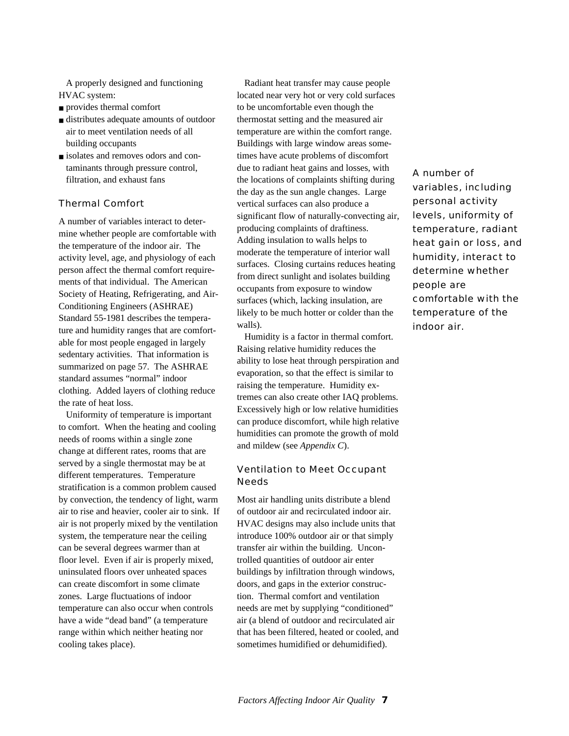A properly designed and functioning HVAC system:

- provides thermal comfort
- distributes adequate amounts of outdoor air to meet ventilation needs of all building occupants
- isolates and removes odors and contaminants through pressure control, filtration, and exhaust fans

## Thermal Comfort

A number of variables interact to determine whether people are comfortable with the temperature of the indoor air. The activity level, age, and physiology of each person affect the thermal comfort requirements of that individual. The American Society of Heating, Refrigerating, and Air-Conditioning Engineers (ASHRAE) Standard 55-1981 describes the temperature and humidity ranges that are comfortable for most people engaged in largely sedentary activities. That information is summarized on page 57. The ASHRAE standard assumes "normal" indoor clothing. Added layers of clothing reduce the rate of heat loss.

Uniformity of temperature is important to comfort. When the heating and cooling needs of rooms within a single zone change at different rates, rooms that are served by a single thermostat may be at different temperatures. Temperature stratification is a common problem caused by convection, the tendency of light, warm air to rise and heavier, cooler air to sink. If air is not properly mixed by the ventilation system, the temperature near the ceiling can be several degrees warmer than at floor level. Even if air is properly mixed, uninsulated floors over unheated spaces can create discomfort in some climate zones. Large fluctuations of indoor temperature can also occur when controls have a wide "dead band" (a temperature range within which neither heating nor cooling takes place).

Radiant heat transfer may cause people located near very hot or very cold surfaces to be uncomfortable even though the thermostat setting and the measured air temperature are within the comfort range. Buildings with large window areas sometimes have acute problems of discomfort due to radiant heat gains and losses, with the locations of complaints shifting during the day as the sun angle changes. Large vertical surfaces can also produce a significant flow of naturally-convecting air, producing complaints of draftiness. Adding insulation to walls helps to moderate the temperature of interior wall surfaces. Closing curtains reduces heating from direct sunlight and isolates building occupants from exposure to window surfaces (which, lacking insulation, are likely to be much hotter or colder than the walls).

Humidity is a factor in thermal comfort. Raising relative humidity reduces the ability to lose heat through perspiration and evaporation, so that the effect is similar to raising the temperature. Humidity extremes can also create other IAQ problems. Excessively high or low relative humidities can produce discomfort, while high relative humidities can promote the growth of mold and mildew (see *Appendix C*).

## Ventilation to Meet Occupant Needs

Most air handling units distribute a blend of outdoor air and recirculated indoor air. HVAC designs may also include units that introduce 100% outdoor air or that simply transfer air within the building. Uncontrolled quantities of outdoor air enter buildings by infiltration through windows, doors, and gaps in the exterior construction. Thermal comfort and ventilation needs are met by supplying "conditioned" air (a blend of outdoor and recirculated air that has been filtered, heated or cooled, and sometimes humidified or dehumidified).

A number of variables, including personal activity levels, uniformity of temperature, radiant heat gain or loss, and humidity, interact to determine whether people are comfortable with the temperature of the indoor air.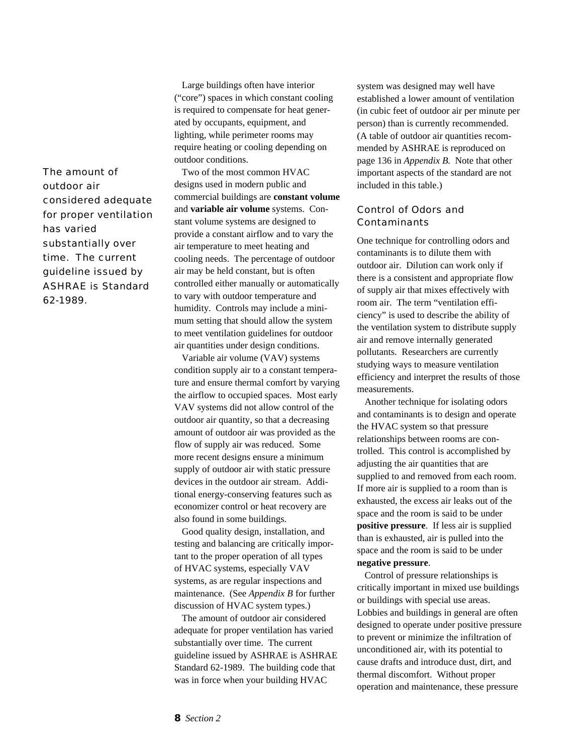The amount of outdoor air considered adequate for proper ventilation has varied substantially over time. The current guideline issued by ASHRAE is Standard 62-1989.

Large buildings often have interior ("core") spaces in which constant cooling is required to compensate for heat generated by occupants, equipment, and lighting, while perimeter rooms may require heating or cooling depending on outdoor conditions.

Two of the most common HVAC designs used in modern public and commercial buildings are **constant volume** and **variable air volume** systems. Constant volume systems are designed to provide a constant airflow and to vary the air temperature to meet heating and cooling needs. The percentage of outdoor air may be held constant, but is often controlled either manually or automatically to vary with outdoor temperature and humidity. Controls may include a minimum setting that should allow the system to meet ventilation guidelines for outdoor air quantities under design conditions.

Variable air volume (VAV) systems condition supply air to a constant temperature and ensure thermal comfort by varying the airflow to occupied spaces. Most early VAV systems did not allow control of the outdoor air quantity, so that a decreasing amount of outdoor air was provided as the flow of supply air was reduced. Some more recent designs ensure a minimum supply of outdoor air with static pressure devices in the outdoor air stream. Additional energy-conserving features such as economizer control or heat recovery are also found in some buildings.

Good quality design, installation, and testing and balancing are critically important to the proper operation of all types of HVAC systems, especially VAV systems, as are regular inspections and maintenance. (See *Appendix B* for further discussion of HVAC system types.)

The amount of outdoor air considered adequate for proper ventilation has varied substantially over time. The current guideline issued by ASHRAE is ASHRAE Standard 62-1989. The building code that was in force when your building HVAC system was designed may well have established a lower amount of ventilation (in cubic feet of outdoor air per minute per person) than is currently recommended. (A table of outdoor air quantities recommended by ASHRAE is reproduced on page 136 in *Appendix B.* Note that other important aspects of the standard are not included in this table.)

## Control of Odors and Contaminants

One technique for controlling odors and contaminants is to dilute them with outdoor air. Dilution can work only if there is a consistent and appropriate flow of supply air that mixes effectively with room air. The term "ventilation efficiency" is used to describe the ability of the ventilation system to distribute supply air and remove internally generated pollutants. Researchers are currently studying ways to measure ventilation efficiency and interpret the results of those measurements.

Another technique for isolating odors and contaminants is to design and operate the HVAC system so that pressure relationships between rooms are controlled. This control is accomplished by adjusting the air quantities that are supplied to and removed from each room. If more air is supplied to a room than is exhausted, the excess air leaks out of the space and the room is said to be under **positive pressure**. If less air is supplied than is exhausted, air is pulled into the space and the room is said to be under **negative pressure**.

Control of pressure relationships is critically important in mixed use buildings or buildings with special use areas. Lobbies and buildings in general are often designed to operate under positive pressure to prevent or minimize the infiltration of unconditioned air, with its potential to cause drafts and introduce dust, dirt, and thermal discomfort. Without proper operation and maintenance, these pressure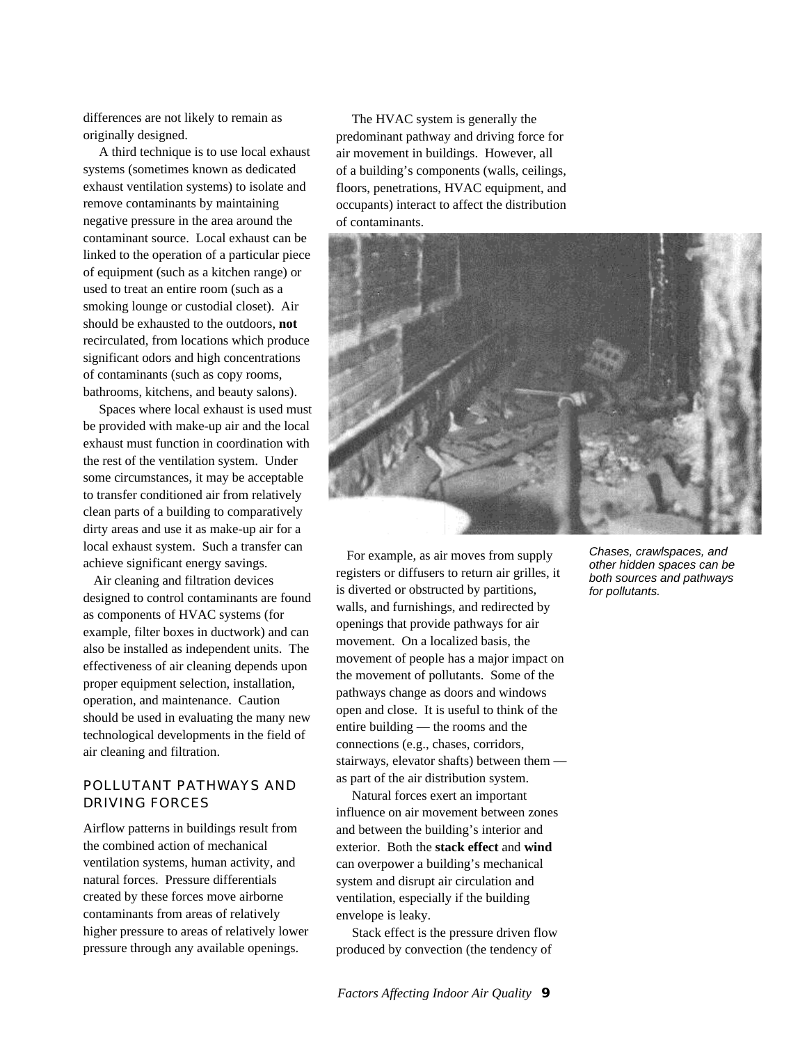differences are not likely to remain as originally designed.

A third technique is to use local exhaust systems (sometimes known as dedicated exhaust ventilation systems) to isolate and remove contaminants by maintaining negative pressure in the area around the contaminant source. Local exhaust can be linked to the operation of a particular piece of equipment (such as a kitchen range) or used to treat an entire room (such as a smoking lounge or custodial closet). Air should be exhausted to the outdoors, **not** recirculated, from locations which produce significant odors and high concentrations of contaminants (such as copy rooms, bathrooms, kitchens, and beauty salons).

Spaces where local exhaust is used must be provided with make-up air and the local exhaust must function in coordination with the rest of the ventilation system. Under some circumstances, it may be acceptable to transfer conditioned air from relatively clean parts of a building to comparatively dirty areas and use it as make-up air for a local exhaust system. Such a transfer can achieve significant energy savings.

Air cleaning and filtration devices designed to control contaminants are found as components of HVAC systems (for example, filter boxes in ductwork) and can also be installed as independent units. The effectiveness of air cleaning depends upon proper equipment selection, installation, operation, and maintenance. Caution should be used in evaluating the many new technological developments in the field of air cleaning and filtration.

## POLLUTANT PATHWAYS AND DRIVING FORCES

Airflow patterns in buildings result from the combined action of mechanical ventilation systems, human activity, and natural forces. Pressure differentials created by these forces move airborne contaminants from areas of relatively higher pressure to areas of relatively lower pressure through any available openings.

The HVAC system is generally the predominant pathway and driving force for air movement in buildings. However, all of a building's components (walls, ceilings, floors, penetrations, HVAC equipment, and occupants) interact to affect the distribution of contaminants.

*Chases, crawlspaces, and other hidden spaces can be both sources and pathways for pollutants.*

For example, as air moves from supply registers or diffusers to return air grilles, it is diverted or obstructed by partitions, walls, and furnishings, and redirected by openings that provide pathways for air movement. On a localized basis, the movement of people has a major impact on the movement of pollutants. Some of the pathways change as doors and windows open and close. It is useful to think of the entire building — the rooms and the connections (e.g., chases, corridors, stairways, elevator shafts) between them — as part of the air distribution system.

Natural forces exert an important influence on air movement between zones and between the building's interior and exterior. Both the **stack effect** and **wind** can overpower a building's mechanical system and disrupt air circulation and ventilation, especially if the building envelope is leaky.

Stack effect is the pressure driven flow produced by convection (the tendency of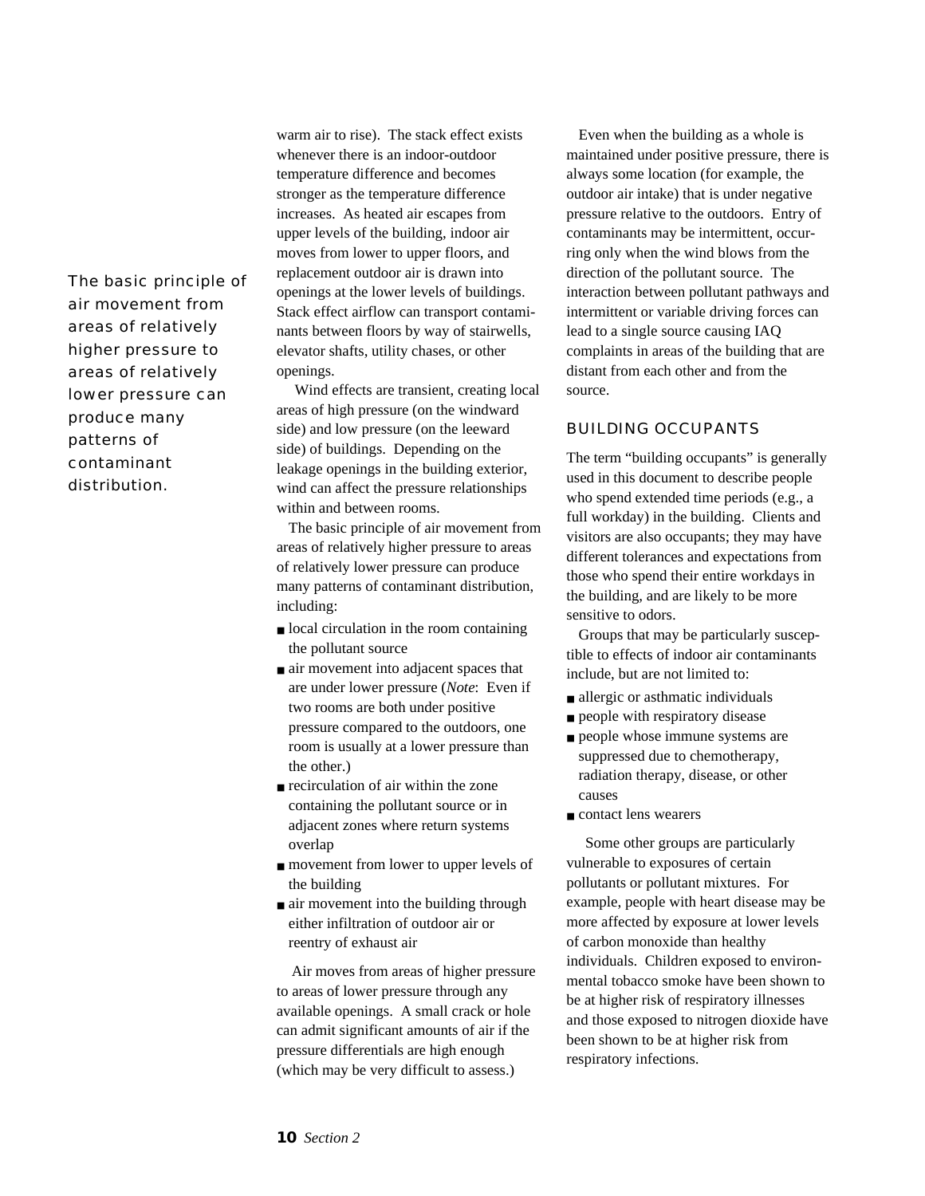warm air to rise). The stack effect exists whenever there is an indoor-outdoor temperature difference and becomes stronger as the temperature difference increases. As heated air escapes from upper levels of the building, indoor air moves from lower to upper floors, and replacement outdoor air is drawn into openings at the lower levels of buildings. Stack effect airflow can transport contaminants between floors by way of stairwells, elevator shafts, utility chases, or other openings.

Wind effects are transient, creating local areas of high pressure (on the windward side) and low pressure (on the leeward side) of buildings. Depending on the leakage openings in the building exterior, wind can affect the pressure relationships within and between rooms.

*The basic principle of air movement from areas of relatively higher pressure to areas of relatively lower pressure can produce many patterns of contaminant distribution.*

The basic principle of air movement from areas of relatively higher pressure to areas of relatively lower pressure can produce many patterns of contaminant distribution, including:

- local circulation in the room containing the pollutant source
- air movement into adjacent spaces that are under lower pressure (*Note*: Even if two rooms are both under positive pressure compared to the outdoors, one room is usually at a lower pressure than the other.)
- recirculation of air within the zone containing the pollutant source or in adjacent zones where return systems overlap
- movement from lower to upper levels of the building
- air movement into the building through either infiltration of outdoor air or reentry of exhaust air

Air moves from areas of higher pressure to areas of lower pressure through any available openings. A small crack or hole can admit significant amounts of air if the pressure differentials are high enough (which may be very difficult to assess.)

Even when the building as a whole is maintained under positive pressure, there is always some location (for example, the outdoor air intake) that is under negative pressure relative to the outdoors. Entry of contaminants may be intermittent, occurring only when the wind blows from the direction of the pollutant source. The interaction between pollutant pathways and intermittent or variable driving forces can lead to a single source causing IAQ complaints in areas of the building that are distant from each other and from the source.

## BUILDING OCCUPANTS

The term “building occupants” is generally used in this document to describe people who spend extended time periods (e.g., a full workday) in the building. Clients and visitors are also occupants; they may have different tolerances and expectations from those who spend their entire workdays in the building, and are likely to be more sensitive to odors.

Groups that may be particularly susceptible to effects of indoor air contaminants include, but are not limited to:

- allergic or asthmatic individuals
- people with respiratory disease
- people whose immune systems are suppressed due to chemotherapy, radiation therapy, disease, or other causes
- contact lens wearers

Some other groups are particularly vulnerable to exposures of certain pollutants or pollutant mixtures. For example, people with heart disease may be more affected by exposure at lower levels of carbon monoxide than healthy individuals. Children exposed to environmental tobacco smoke have been shown to be at higher risk of respiratory illnesses and those exposed to nitrogen dioxide have been shown to be at higher risk from respiratory infections.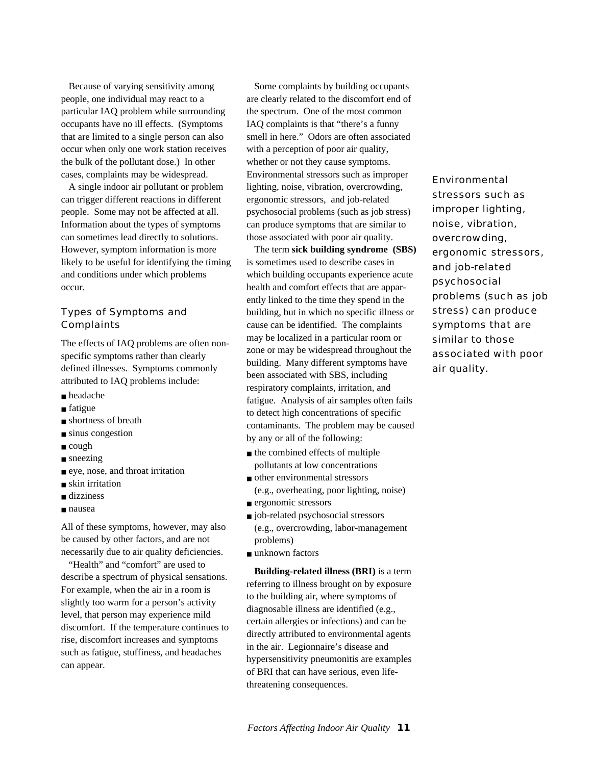Because of varying sensitivity among people, one individual may react to a particular IAQ problem while surrounding occupants have no ill effects. (Symptoms that are limited to a single person can also occur when only one work station receives the bulk of the pollutant dose.) In other cases, complaints may be widespread.

A single indoor air pollutant or problem can trigger different reactions in different people. Some may not be affected at all. Information about the types of symptoms can sometimes lead directly to solutions. However, symptom information is more likely to be useful for identifying the timing and conditions under which problems occur.

## Types of Symptoms and Complaints

The effects of IAQ problems are often non-specific symptoms rather than clearly defined illnesses. Symptoms commonly attributed to IAQ problems include:

- headache
- fatigue
- shortness of breath
- sinus congestion
- cough
- sneezing
- eye, nose, and throat irritation
- skin irritation
- dizziness
- nausea

All of these symptoms, however, may also be caused by other factors, and are not necessarily due to air quality deficiencies.

"Health" and "comfort" are used to describe a spectrum of physical sensations. For example, when the air in a room is slightly too warm for a person's activity level, that person may experience mild discomfort. If the temperature continues to rise, discomfort increases and symptoms such as fatigue, stuffiness, and headaches can appear.

Some complaints by building occupants are clearly related to the discomfort end of the spectrum. One of the most common IAQ complaints is that "there's a funny smell in here." Odors are often associated with a perception of poor air quality, whether or not they cause symptoms. Environmental stressors such as improper lighting, noise, vibration, overcrowding, ergonomic stressors, and job-related psychosocial problems (such as job stress) can produce symptoms that are similar to those associated with poor air quality.

The term **sick building syndrome (SBS)** is sometimes used to describe cases in which building occupants experience acute health and comfort effects that are apparently linked to the time they spend in the building, but in which no specific illness or cause can be identified. The complaints may be localized in a particular room or zone or may be widespread throughout the building. Many different symptoms have been associated with SBS, including respiratory complaints, irritation, and fatigue. Analysis of air samples often fails to detect high concentrations of specific contaminants. The problem may be caused by any or all of the following:

- the combined effects of multiple pollutants at low concentrations
- other environmental stressors (e.g., overheating, poor lighting, noise)
- ergonomic stressors
- job-related psychosocial stressors (e.g., overcrowding, labor-management problems)
- unknown factors

**Building-related illness (BRI)** is a term referring to illness brought on by exposure to the building air, where symptoms of diagnosable illness are identified (e.g., certain allergies or infections) and can be directly attributed to environmental agents in the air. Legionnaire's disease and hypersensitivity pneumonitis are examples of BRI that can have serious, even life-threatening consequences.

Environmental stressors such as improper lighting, noise, vibration, overcrowding, ergonomic stressors, and job-related psychosocial problems (such as job stress) can produce symptoms that are similar to those associated with poor air quality.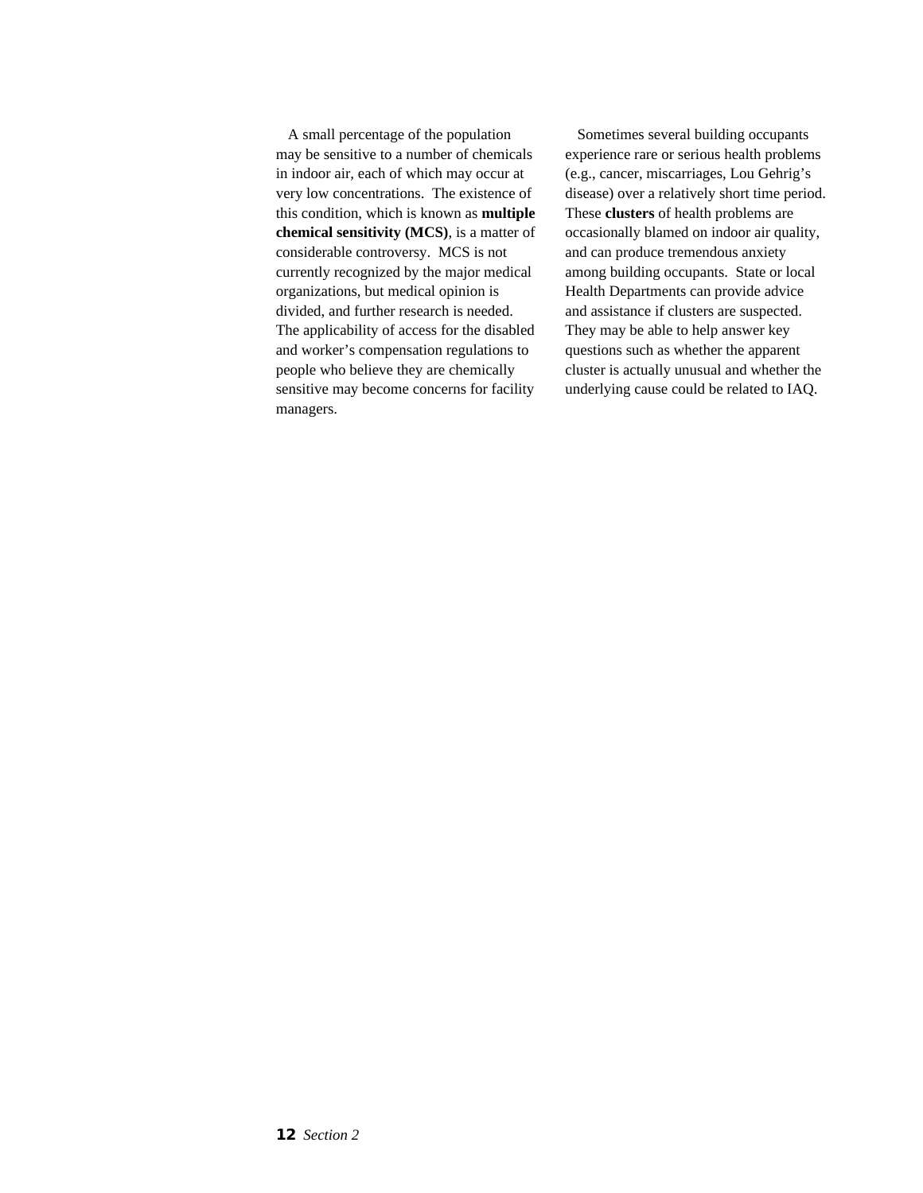A small percentage of the population may be sensitive to a number of chemicals in indoor air, each of which may occur at very low concentrations. The existence of this condition, which is known as **multiple chemical sensitivity (MCS)**, is a matter of considerable controversy. MCS is not currently recognized by the major medical organizations, but medical opinion is divided, and further research is needed. The applicability of access for the disabled and worker's compensation regulations to people who believe they are chemically sensitive may become concerns for facility managers.

Sometimes several building occupants experience rare or serious health problems (e.g., cancer, miscarriages, Lou Gehrig's disease) over a relatively short time period. These **clusters** of health problems are occasionally blamed on indoor air quality, and can produce tremendous anxiety among building occupants. State or local Health Departments can provide advice and assistance if clusters are suspected. They may be able to help answer key questions such as whether the apparent cluster is actually unusual and whether the underlying cause could be related to IAQ.